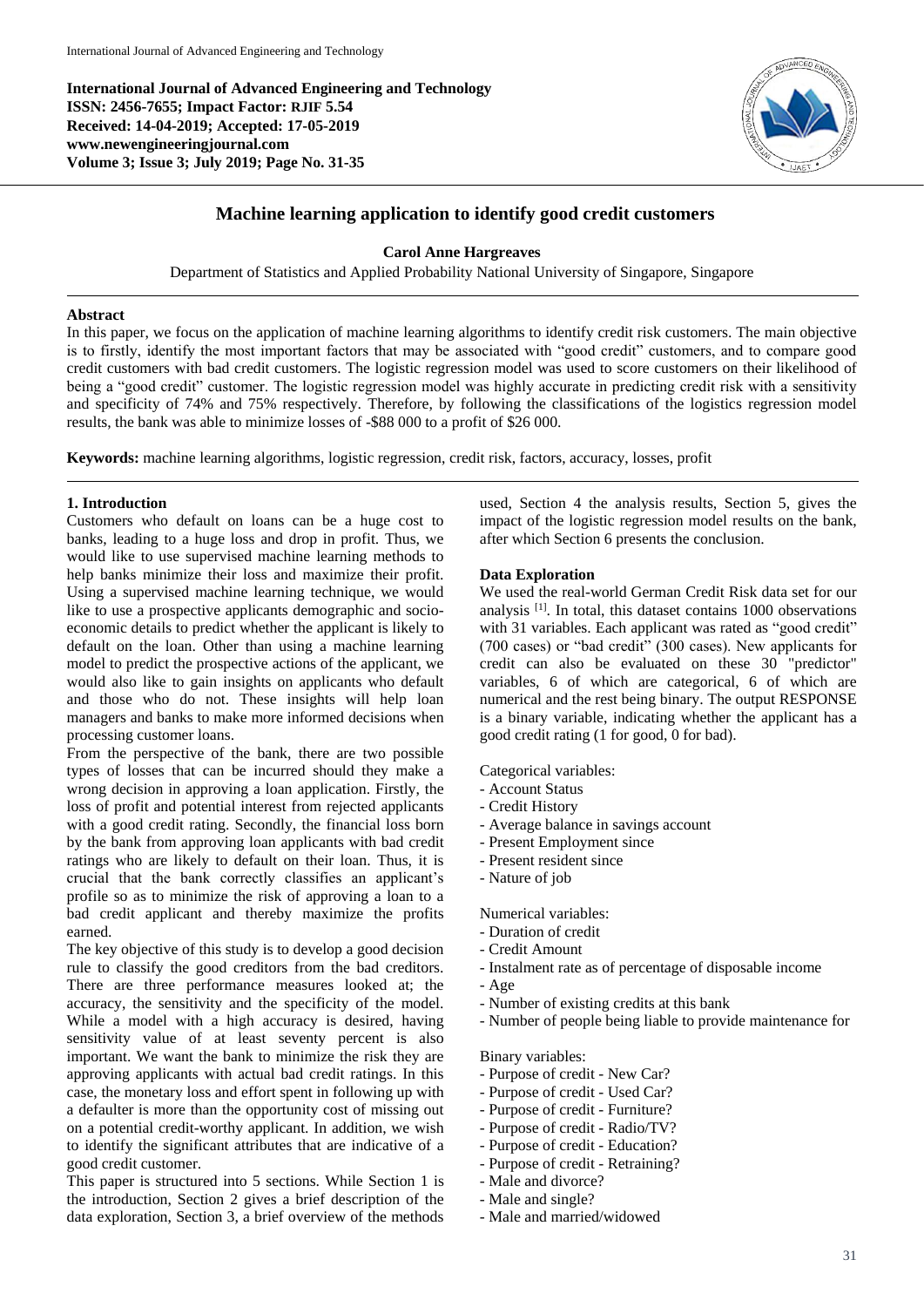International Journal of Advanced Engineering and Technology
ISSN: 2456-7655; Impact Factor: RJIF 5.54
Received: 14-04-2019; Accepted: 17-05-2019
www.newengineeringjournal.com
Volume 3; Issue 3; July 2019; Page No. 31-35

# Machine learning application to identify good credit customers

**Carol Anne Hargreaves**

Department of Statistics and Applied Probability National University of Singapore, Singapore

## Abstract

In this paper, we focus on the application of machine learning algorithms to identify credit risk customers. The main objective is to firstly, identify the most important factors that may be associated with "good credit" customers, and to compare good credit customers with bad credit customers. The logistic regression model was used to score customers on their likelihood of being a "good credit" customer. The logistic regression model was highly accurate in predicting credit risk with a sensitivity and specificity of 74% and 75% respectively. Therefore, by following the classifications of the logistics regression model results, the bank was able to minimize losses of -$88 000 to a profit of $26 000.

**Keywords:** machine learning algorithms, logistic regression, credit risk, factors, accuracy, losses, profit

## 1. Introduction

Customers who default on loans can be a huge cost to banks, leading to a huge loss and drop in profit. Thus, we would like to use supervised machine learning methods to help banks minimize their loss and maximize their profit. Using a supervised machine learning technique, we would like to use a prospective applicants demographic and socio-economic details to predict whether the applicant is likely to default on the loan. Other than using a machine learning model to predict the prospective actions of the applicant, we would also like to gain insights on applicants who default and those who do not. These insights will help loan managers and banks to make more informed decisions when processing customer loans.

From the perspective of the bank, there are two possible types of losses that can be incurred should they make a wrong decision in approving a loan application. Firstly, the loss of profit and potential interest from rejected applicants with a good credit rating. Secondly, the financial loss born by the bank from approving loan applicants with bad credit ratings who are likely to default on their loan. Thus, it is crucial that the bank correctly classifies an applicant's profile so as to minimize the risk of approving a loan to a bad credit applicant and thereby maximize the profits earned.

The key objective of this study is to develop a good decision rule to classify the good creditors from the bad creditors. There are three performance measures looked at; the accuracy, the sensitivity and the specificity of the model. While a model with a high accuracy is desired, having sensitivity value of at least seventy percent is also important. We want the bank to minimize the risk they are approving applicants with actual bad credit ratings. In this case, the monetary loss and effort spent in following up with a defaulter is more than the opportunity cost of missing out on a potential credit-worthy applicant. In addition, we wish to identify the significant attributes that are indicative of a good credit customer.

This paper is structured into 5 sections. While Section 1 is the introduction, Section 2 gives a brief description of the data exploration, Section 3, a brief overview of the methods used, Section 4 the analysis results, Section 5, gives the impact of the logistic regression model results on the bank, after which Section 6 presents the conclusion.

### Data Exploration

We used the real-world German Credit Risk data set for our analysis [1]. In total, this dataset contains 1000 observations with 31 variables. Each applicant was rated as "good credit" (700 cases) or "bad credit" (300 cases). New applicants for credit can also be evaluated on these 30 "predictor" variables, 6 of which are categorical, 6 of which are numerical and the rest being binary. The output RESPONSE is a binary variable, indicating whether the applicant has a good credit rating (1 for good, 0 for bad).

Categorical variables:

- Account Status
- Credit History
- Average balance in savings account
- Present Employment since
- Present resident since
- Nature of job

Numerical variables:

- Duration of credit
- Credit Amount
- Instalment rate as of percentage of disposable income
- Age
- Number of existing credits at this bank
- Number of people being liable to provide maintenance for

Binary variables:

- Purpose of credit - New Car?
- Purpose of credit - Used Car?
- Purpose of credit - Furniture?
- Purpose of credit - Radio/TV?
- Purpose of credit - Education?
- Purpose of credit - Retraining?
- Male and divorce?
- Male and single?
- Male and married/widowed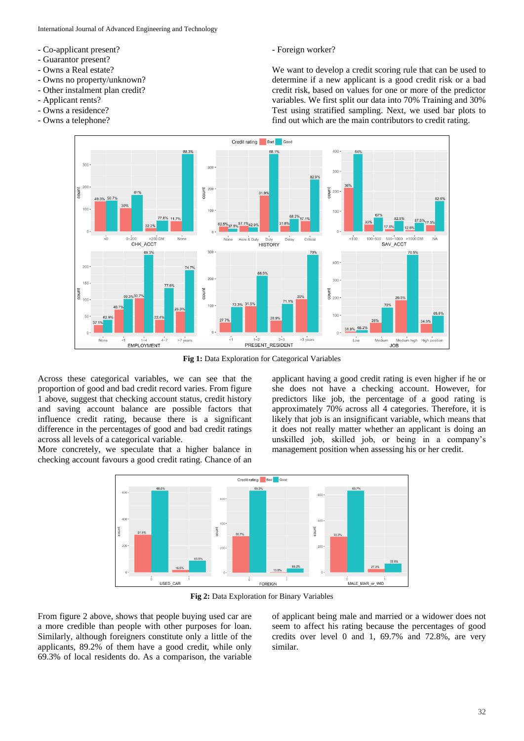- Co-applicant present?
- Guarantor present?
- Owns a Real estate?
- Owns no property/unknown?
- Other instalment plan credit?
- Applicant rents?
- Owns a residence?
- Owns a telephone?
- Foreign worker?

We want to develop a credit scoring rule that can be used to determine if a new applicant is a good credit risk or a bad credit risk, based on values for one or more of the predictor variables. We first split our data into 70% Training and 30% Test using stratified sampling. Next, we used bar plots to find out which are the main contributors to credit rating.

**Fig 1:** Data Exploration for Categorical Variables

Across these categorical variables, we can see that the proportion of good and bad credit record varies. From figure 1 above, suggest that checking account status, credit history and saving account balance are possible factors that influence credit rating, because there is a significant difference in the percentages of good and bad credit ratings across all levels of a categorical variable.

More concretely, we speculate that a higher balance in checking account favours a good credit rating. Chance of an applicant having a good credit rating is even higher if he or she does not have a checking account. However, for predictors like job, the percentage of a good rating is approximately 70% across all 4 categories. Therefore, it is likely that job is an insignificant variable, which means that it does not really matter whether an applicant is doing an unskilled job, skilled job, or being in a company's management position when assessing his or her credit.

**Fig 2:** Data Exploration for Binary Variables

From figure 2 above, shows that people buying used car are a more credible than people with other purposes for loan. Similarly, although foreigners constitute only a little of the applicants, 89.2% of them have a good credit, while only 69.3% of local residents do. As a comparison, the variable of applicant being male and married or a widower does not seem to affect his rating because the percentages of good credits over level 0 and 1, 69.7% and 72.8%, are very similar.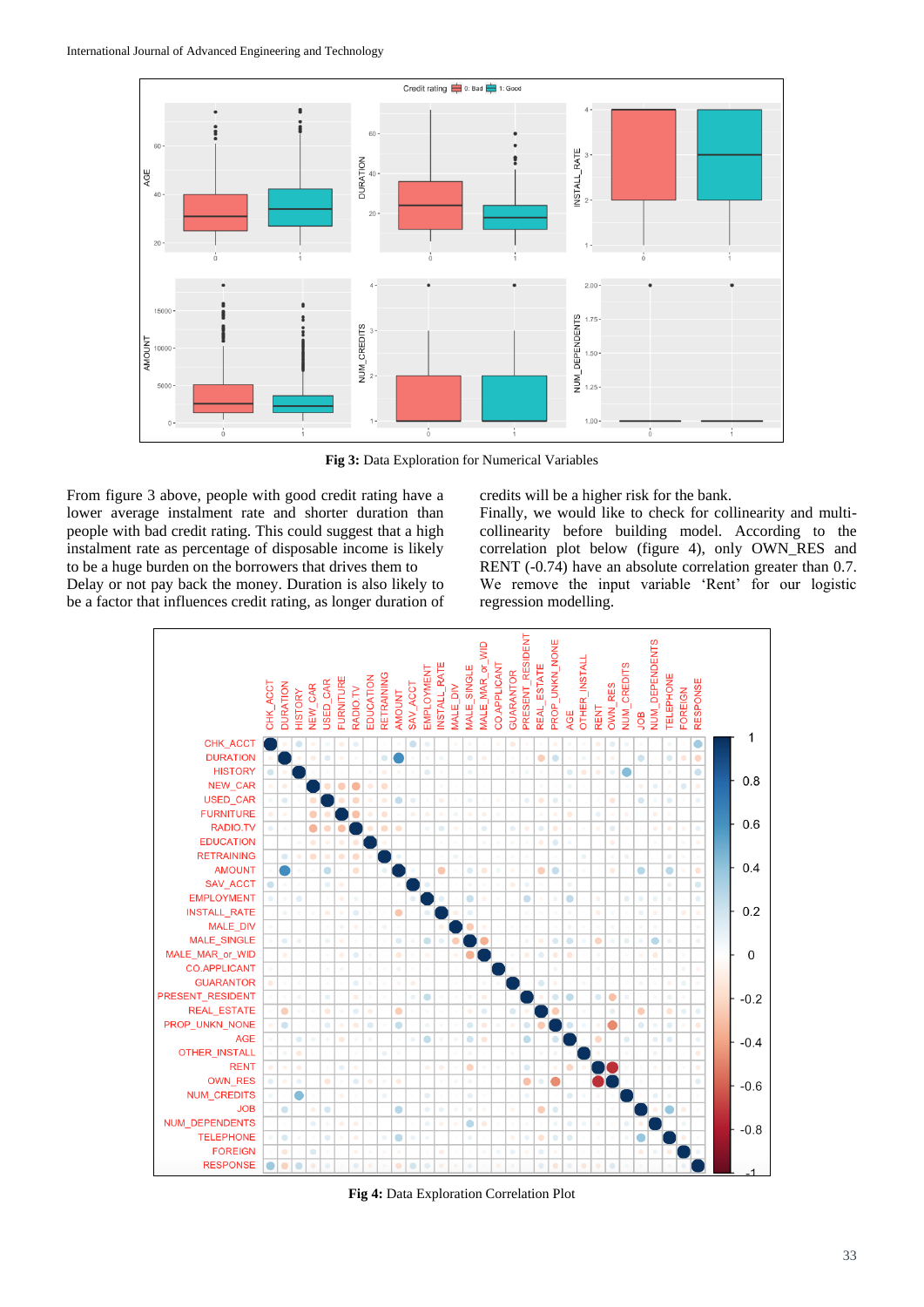Fig 3: Data Exploration for Numerical Variables

From figure 3 above, people with good credit rating have a lower average instalment rate and shorter duration than people with bad credit rating. This could suggest that a high instalment rate as percentage of disposable income is likely to be a huge burden on the borrowers that drives them to Delay or not pay back the money. Duration is also likely to be a factor that influences credit rating, as longer duration of credits will be a higher risk for the bank.

Finally, we would like to check for collinearity and multi-collinearity before building model. According to the correlation plot below (figure 4), only OWN_RES and RENT (-0.74) have an absolute correlation greater than 0.7. We remove the input variable 'Rent' for our logistic regression modelling.

**Fig 4:** Data Exploration Correlation Plot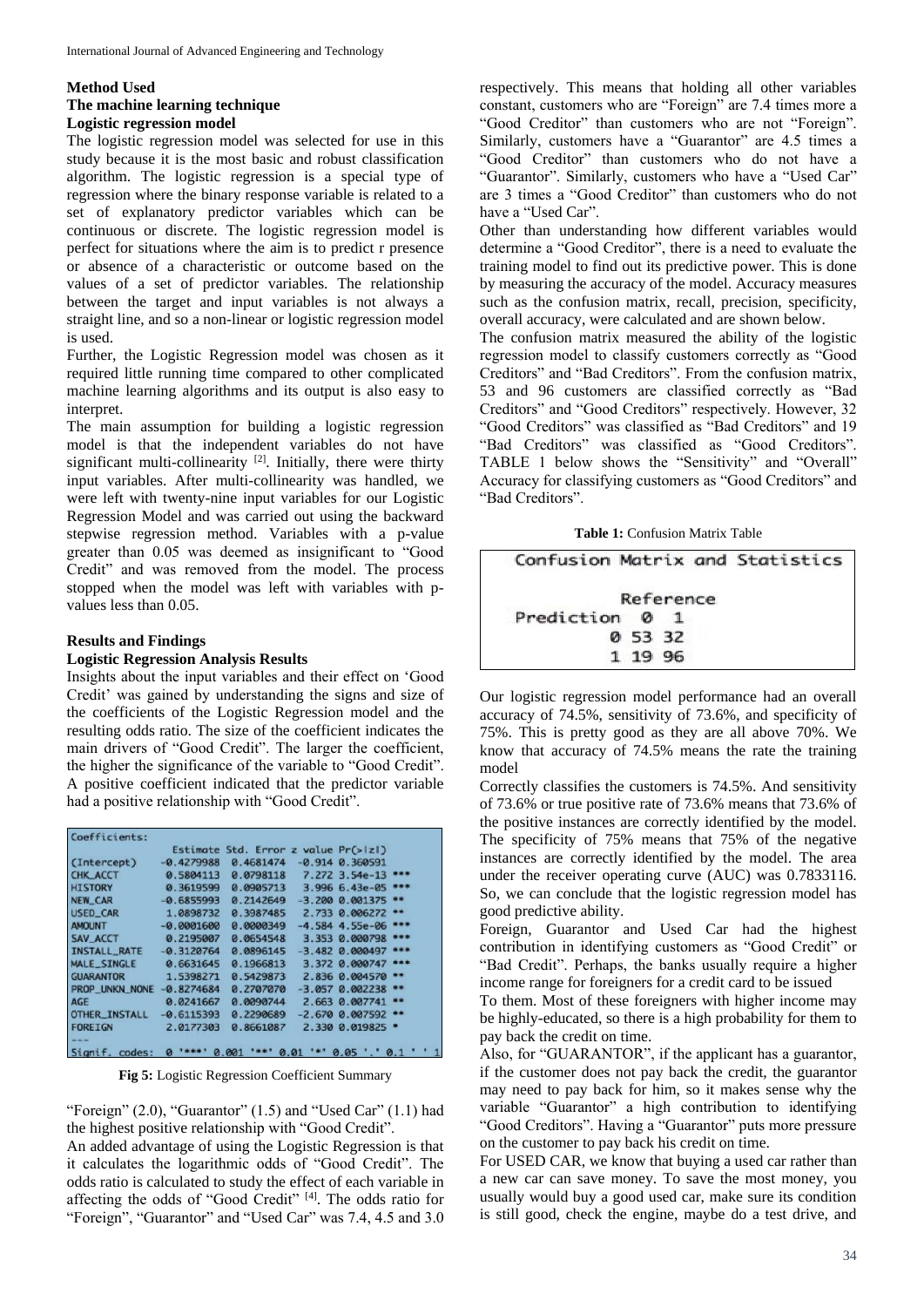### Method Used

### The machine learning technique

### Logistic regression model

The logistic regression model was selected for use in this study because it is the most basic and robust classification algorithm. The logistic regression is a special type of regression where the binary response variable is related to a set of explanatory predictor variables which can be continuous or discrete. The logistic regression model is perfect for situations where the aim is to predict r presence or absence of a characteristic or outcome based on the values of a set of predictor variables. The relationship between the target and input variables is not always a straight line, and so a non-linear or logistic regression model is used.

Further, the Logistic Regression model was chosen as it required little running time compared to other complicated machine learning algorithms and its output is also easy to interpret.

The main assumption for building a logistic regression model is that the independent variables do not have significant multi-collinearity [2]. Initially, there were thirty input variables. After multi-collinearity was handled, we were left with twenty-nine input variables for our Logistic Regression Model and was carried out using the backward stepwise regression method. Variables with a p-value greater than 0.05 was deemed as insignificant to "Good Credit" and was removed from the model. The process stopped when the model was left with variables with p-values less than 0.05.

### Results and Findings

### Logistic Regression Analysis Results

Insights about the input variables and their effect on 'Good Credit' was gained by understanding the signs and size of the coefficients of the Logistic Regression model and the resulting odds ratio. The size of the coefficient indicates the main drivers of "Good Credit". The larger the coefficient, the higher the significance of the variable to "Good Credit". A positive coefficient indicated that the predictor variable had a positive relationship with "Good Credit".

```
Coefficients:
                Estimate Std. Error z value Pr(>|z|)
(Intercept)    -0.4279988  0.4681474  -0.914 0.360591
CHK_ACCT        0.5804113  0.0798118   7.272 3.54e-13 ***
HISTORY         0.3619599  0.0905713   3.996 6.43e-05 ***
NEW_CAR        -0.6855993  0.2142649  -3.200 0.001375 **
USED_CAR        1.0898732  0.3987485   2.733 0.006272 **
AMOUNT         -0.0001600  0.0000349  -4.584 4.55e-06 ***
SAV_ACCT        0.2195007  0.0654548   3.353 0.000798 ***
INSTALL_RATE   -0.3120764  0.0896145  -3.482 0.000497 ***
MALE_SINGLE     0.6631645  0.1966813   3.372 0.000747 ***
GUARANTOR       1.5398271  0.5429873   2.836 0.004570 **
PROP_UNKN_NONE -0.8274684  0.2707070  -3.057 0.002238 **
AGE             0.0241667  0.0090744   2.663 0.007741 **
OTHER_INSTALL  -0.6115393  0.2290689  -2.670 0.007592 **
FOREIGN         2.0177303  0.8661087   2.330 0.019825 *
---
Signif. codes:  0 '***' 0.001 '**' 0.01 '*' 0.05 '.' 0.1 ' ' 1
```

**Fig 5:** Logistic Regression Coefficient Summary

"Foreign" (2.0), "Guarantor" (1.5) and "Used Car" (1.1) had the highest positive relationship with "Good Creditor".

An added advantage of using the Logistic Regression is that it calculates the logarithmic odds of "Good Credit". The odds ratio is calculated to study the effect of each variable in affecting the odds of "Good Credit" [4]. The odds ratio for "Foreign", "Guarantor" and "Used Car" was 7.4, 4.5 and 3.0 respectively. This means that holding all other variables constant, customers who are "Foreign" are 7.4 times more a "Good Creditor" than customers who are not "Foreign". Similarly, customers have a "Guarantor" are 4.5 times a "Good Creditor" than customers who do not have a "Guarantor". Similarly, customers who have a "Used Car" are 3 times a "Good Creditor" than customers who do not have a "Used Car".

Other than understanding how different variables would determine a "Good Creditor", there is a need to evaluate the training model to find out its predictive power. This is done by measuring the accuracy of the model. Accuracy measures such as the confusion matrix, recall, precision, specificity, overall accuracy, were calculated and are shown below.

The confusion matrix measured the ability of the logistic regression model to classify customers correctly as "Good Creditors" and "Bad Creditors". From the confusion matrix, 53 and 96 customers are classified correctly as "Bad Creditors" and "Good Creditors" respectively. However, 32 "Good Creditors" was classified as "Bad Creditors" and 19 "Bad Creditors" was classified as "Good Creditors". TABLE 1 below shows the "Sensitivity" and "Overall" Accuracy for classifying customers as "Good Creditors" and "Bad Creditors".

**Table 1:** Confusion Matrix Table

Confusion Matrix and Statistics

| Prediction | Reference 0 | Reference 1 |
|---|---|---|
| 0 | 53 | 32 |
| 1 | 19 | 96 |

Our logistic regression model performance had an overall accuracy of 74.5%, sensitivity of 73.6%, and specificity of 75%. This is pretty good as they are all above 70%. We know that accuracy of 74.5% means the rate the training model

Correctly classifies the customers is 74.5%. And sensitivity of 73.6% or true positive rate of 73.6% means that 73.6% of the positive instances are correctly identified by the model. The specificity of 75% means that 75% of the negative instances are correctly identified by the model. The area under the receiver operating curve (AUC) was 0.7833116. So, we can conclude that the logistic regression model has good predictive ability.

Foreign, Guarantor and Used Car had the highest contribution in identifying customers as "Good Credit" or "Bad Credit". Perhaps, the banks usually require a higher income range for foreigners for a credit card to be issued

To them. Most of these foreigners with higher income may be highly-educated, so there is a high probability for them to pay back the credit on time.

Also, for "GUARANTOR", if the applicant has a guarantor, if the customer does not pay back the credit, the guarantor may need to pay back for him, so it makes sense why the variable "Guarantor" a high contribution to identifying "Good Creditors". Having a "Guarantor" puts more pressure on the customer to pay back his credit on time.

For USED CAR, we know that buying a used car rather than a new car can save money. To save the most money, you usually would buy a good used car, make sure its condition is still good, check the engine, maybe do a test drive, and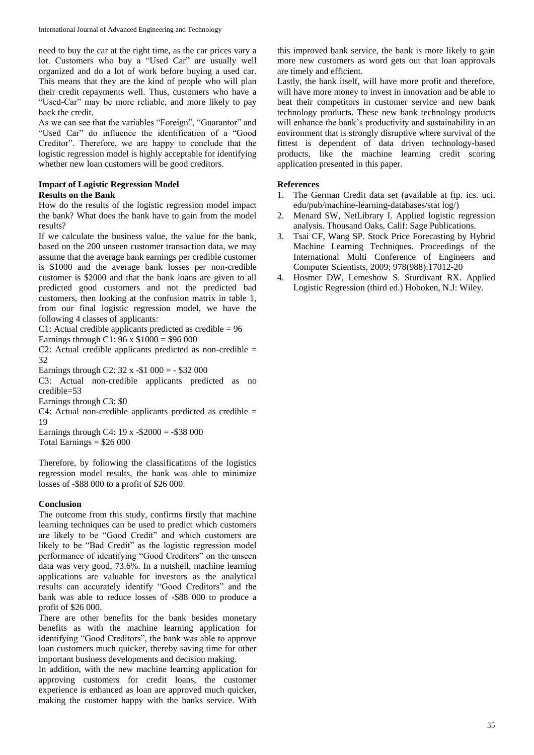need to buy the car at the right time, as the car prices vary a lot. Customers who buy a "Used Car" are usually well organized and do a lot of work before buying a used car. This means that they are the kind of people who will plan their credit repayments well. Thus, customers who have a "Used-Car" may be more reliable, and more likely to pay back the credit.

As we can see that the variables "Foreign", "Guarantor" and "Used Car" do influence the identification of a "Good Creditor". Therefore, we are happy to conclude that the logistic regression model is highly acceptable for identifying whether new loan customers will be good creditors.

### Impact of Logistic Regression Model Results on the Bank

How do the results of the logistic regression model impact the bank? What does the bank have to gain from the model results?

If we calculate the business value, the value for the bank, based on the 200 unseen customer transaction data, we may assume that the average bank earnings per credible customer is $1000 and the average bank losses per non-credible customer is $2000 and that the bank loans are given to all predicted good customers and not the predicted bad customers, then looking at the confusion matrix in table 1, from our final logistic regression model, we have the following 4 classes of applicants:

C1: Actual credible applicants predicted as credible = 96

Earnings through C1: 96 x $1000 = $96 000

C2: Actual credible applicants predicted as non-credible = 32

Earnings through C2: 32 x -$1 000 = - $32 000

C3: Actual non-credible applicants predicted as no credible=53

Earnings through C3: $0

C4: Actual non-credible applicants predicted as credible = 19

Earnings through C4: 19 x -$2000 = -$38 000

Total Earnings = $26 000

Therefore, by following the classifications of the logistics regression model results, the bank was able to minimize losses of -$88 000 to a profit of $26 000.

### Conclusion

The outcome from this study, confirms firstly that machine learning techniques can be used to predict which customers are likely to be "Good Credit" and which customers are likely to be "Bad Credit" as the logistic regression model performance of identifying "Good Creditors" on the unseen data was very good, 73.6%. In a nutshell, machine learning applications are valuable for investors as the analytical results can accurately identify "Good Creditors" and the bank was able to reduce losses of -$88 000 to produce a profit of $26 000.

There are other benefits for the bank besides monetary benefits as with the machine learning application for identifying "Good Creditors", the bank was able to approve loan customers much quicker, thereby saving time for other important business developments and decision making.

In addition, with the new machine learning application for approving customers for credit loans, the customer experience is enhanced as loan are approved much quicker, making the customer happy with the banks service. With this improved bank service, the bank is more likely to gain more new customers as word gets out that loan approvals are timely and efficient.

Lastly, the bank itself, will have more profit and therefore, will have more money to invest in innovation and be able to beat their competitors in customer service and new bank technology products. These new bank technology products will enhance the bank's productivity and sustainability in an environment that is strongly disruptive where survival of the fittest is dependent of data driven technology-based products, like the machine learning credit scoring application presented in this paper.

### References

1. The German Credit data set (available at ftp. ics. uci. edu/pub/machine-learning-databases/stat log/)
2. Menard SW, NetLibrary I. Applied logistic regression analysis. Thousand Oaks, Calif: Sage Publications.
3. Tsai CF, Wang SP. Stock Price Forecasting by Hybrid Machine Learning Techniques. Proceedings of the International Multi Conference of Engineers and Computer Scientists, 2009; 978(988):17012-20
4. Hosmer DW, Lemeshow S. Sturdivant RX. Applied Logistic Regression (third ed.) Hoboken, N.J: Wiley.